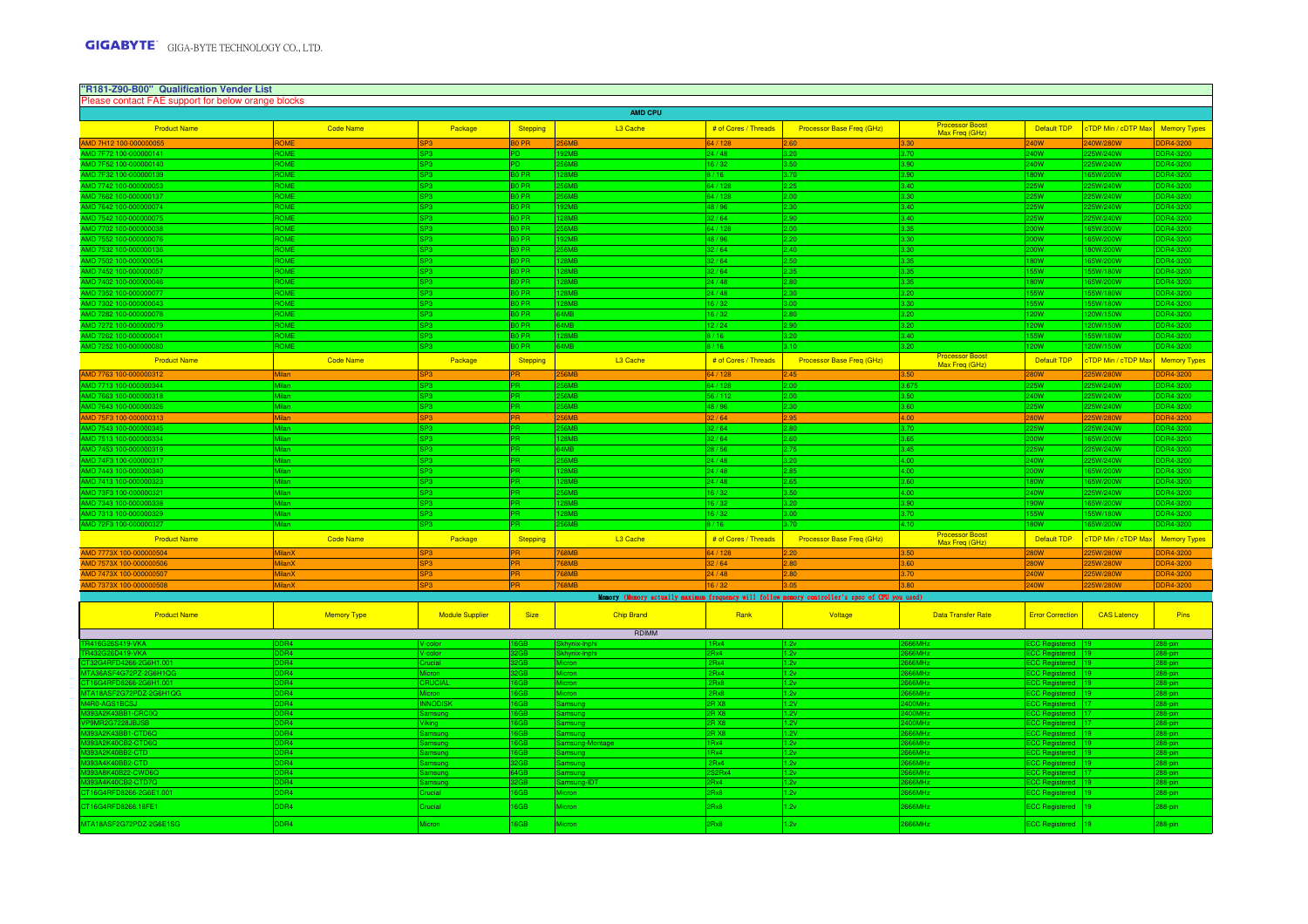**GIGABYTE** GIGA-BYTE TECHNOLOGY CO., LTD.

## "R181-Z90-B00" Qualification Vender List

Please contact FAE support for below orange blocks

### AMD CPU

| Product Name | Code Name | Package | Stepping | L3 Cache | # of Cores / Threads | Processor Base Freq (GHz) | Processor Boost Max Freq (GHz) | Default TDP | cTDP Min / cDTP Max | Memory Types |
|---|---|---|---|---|---|---|---|---|---|---|
| AMD 7H12 100-000000055 | ROME | SP3 | B0 PR | 256MB | 64 / 128 | 2.60 | 3.30 | 240W | 240W/280W | DDR4-3200 |
| AMD 7F72 100-000000141 | ROME | SP3 | PD | 192MB | 24 / 48 | 3.20 | 3.70 | 240W | 225W/240W | DDR4-3200 |
| AMD 7F52 100-000000140 | ROME | SP3 | PD | 256MB | 16 / 32 | 3.50 | 3.90 | 240W | 225W/240W | DDR4-3200 |
| AMD 7F32 100-000000139 | ROME | SP3 | B0 PR | 128MB | 8 / 16 | 3.70 | 3.90 | 180W | 165W/200W | DDR4-3200 |
| AMD 7742 100-000000053 | ROME | SP3 | B0 PR | 256MB | 64 / 128 | 2.25 | 3.40 | 225W | 225W/240W | DDR4-3200 |
| AMD 7662 100-000000137 | ROME | SP3 | B0 PR | 256MB | 64 / 128 | 2.00 | 3.30 | 225W | 225W/240W | DDR4-3200 |
| AMD 7642 100-000000074 | ROME | SP3 | B0 PR | 192MB | 48 / 96 | 2.30 | 3.40 | 225W | 225W/240W | DDR4-3200 |
| AMD 7542 100-000000075 | ROME | SP3 | B0 PR | 128MB | 32 / 64 | 2.90 | 3.40 | 225W | 225W/240W | DDR4-3200 |
| AMD 7702 100-000000038 | ROME | SP3 | B0 PR | 256MB | 64 / 128 | 2.00 | 3.35 | 200W | 165W/200W | DDR4-3200 |
| AMD 7552 100-000000076 | ROME | SP3 | B0 PR | 192MB | 48 / 96 | 2.20 | 3.30 | 200W | 165W/200W | DDR4-3200 |
| AMD 7532 100-000000136 | ROME | SP3 | B0 PR | 256MB | 32 / 64 | 2.40 | 3.30 | 200W | 180W/200W | DDR4-3200 |
| AMD 7502 100-000000054 | ROME | SP3 | B0 PR | 128MB | 32 / 64 | 2.50 | 3.35 | 180W | 165W/200W | DDR4-3200 |
| AMD 7452 100-000000057 | ROME | SP3 | B0 PR | 128MB | 32 / 64 | 2.35 | 3.35 | 155W | 155W/180W | DDR4-3200 |
| AMD 7402 100-000000046 | ROME | SP3 | B0 PR | 128MB | 24 / 48 | 2.80 | 3.35 | 180W | 165W/200W | DDR4-3200 |
| AMD 7352 100-000000077 | ROME | SP3 | B0 PR | 128MB | 24 / 48 | 2.30 | 3.20 | 155W | 155W/180W | DDR4-3200 |
| AMD 7302 100-000000043 | ROME | SP3 | B0 PR | 128MB | 16 / 32 | 3.00 | 3.30 | 155W | 155W/180W | DDR4-3200 |
| AMD 7282 100-000000078 | ROME | SP3 | B0 PR | 64MB | 16 / 32 | 2.80 | 3.20 | 120W | 120W/150W | DDR4-3200 |
| AMD 7272 100-000000079 | ROME | SP3 | B0 PR | 64MB | 12 / 24 | 2.90 | 3.20 | 120W | 120W/150W | DDR4-3200 |
| AMD 7262 100-000000041 | ROME | SP3 | B0 PR | 128MB | 8 / 16 | 3.20 | 3.40 | 155W | 155W/180W | DDR4-3200 |
| AMD 7252 100-000000080 | ROME | SP3 | B0 PR | 64MB | 8 / 16 | 3.10 | 3.20 | 120W | 120W/150W | DDR4-3200 |
| **Product Name** | **Code Name** | **Package** | **Stepping** | **L3 Cache** | **# of Cores / Threads** | **Processor Base Freq (GHz)** | **Processor Boost Max Freq (GHz)** | **Default TDP** | **cTDP Min / cDTP Max** | **Memory Types** |
| AMD 7763 100-000000312 | Milan | SP3 | PR | 256MB | 64 / 128 | 2.45 | 3.50 | 280W | 225W/280W | DDR4-3200 |
| AMD 7713 100-000000344 | Milan | SP3 | PR | 256MB | 64 / 128 | 2.00 | 3.675 | 225W | 225W/240W | DDR4-3200 |
| AMD 7663 100-000000318 | Milan | SP3 | PR | 256MB | 56 / 112 | 2.00 | 3.50 | 240W | 225W/240W | DDR4-3200 |
| AMD 7643 100-000000326 | Milan | SP3 | PR | 256MB | 48 / 96 | 2.30 | 3.60 | 225W | 225W/240W | DDR4-3200 |
| AMD 75F3 100-000000313 | Milan | SP3 | PR | 256MB | 32 / 64 | 2.95 | 4.00 | 280W | 225W/280W | DDR4-3200 |
| AMD 7543 100-000000345 | Milan | SP3 | PR | 256MB | 32 / 64 | 2.80 | 3.70 | 225W | 225W/240W | DDR4-3200 |
| AMD 7513 100-000000334 | Milan | SP3 | PR | 128MB | 32 / 64 | 2.60 | 3.65 | 200W | 165W/200W | DDR4-3200 |
| AMD 7453 100-000000319 | Milan | SP3 | PR | 64MB | 28 / 56 | 2.75 | 3.45 | 225W | 225W/240W | DDR4-3200 |
| AMD 74F3 100-000000317 | Milan | SP3 | PR | 256MB | 24 / 48 | 3.20 | 4.00 | 240W | 225W/240W | DDR4-3200 |
| AMD 7443 100-000000340 | Milan | SP3 | PR | 128MB | 24 / 48 | 2.85 | 4.00 | 200W | 165W/200W | DDR4-3200 |
| AMD 7413 100-000000323 | Milan | SP3 | PR | 128MB | 24 / 48 | 2.65 | 3.60 | 180W | 165W/200W | DDR4-3200 |
| AMD 73F3 100-000000321 | Milan | SP3 | PR | 256MB | 16 / 32 | 3.50 | 4.00 | 240W | 225W/240W | DDR4-3200 |
| AMD 7343 100-000000338 | Milan | SP3 | PR | 128MB | 16 / 32 | 3.20 | 3.90 | 190W | 165W/200W | DDR4-3200 |
| AMD 7313 100-000000329 | Milan | SP3 | PR | 128MB | 16 / 32 | 3.00 | 3.70 | 155W | 155W/180W | DDR4-3200 |
| AMD 72F3 100-000000327 | Milan | SP3 | PR | 256MB | 8 / 16 | 3.70 | 4.10 | 180W | 165W/200W | DDR4-3200 |
| **Product Name** | **Code Name** | **Package** | **Stepping** | **L3 Cache** | **# of Cores / Threads** | **Processor Base Freq (GHz)** | **Processor Boost Max Freq (GHz)** | **Default TDP** | **cTDP Min / cDTP Max** | **Memory Types** |
| AMD 7773X 100-000000504 | MilanX | SP3 | PR | 768MB | 64 / 128 | 2.20 | 3.50 | 280W | 225W/280W | DDR4-3200 |
| AMD 7573X 100-000000506 | MilanX | SP3 | PR | 768MB | 32 / 64 | 2.80 | 3.60 | 280W | 225W/280W | DDR4-3200 |
| AMD 7473X 100-000000507 | MilanX | SP3 | PR | 768MB | 24 / 48 | 2.80 | 3.70 | 240W | 225W/280W | DDR4-3200 |
| AMD 7373X 100-000000508 | MilanX | SP3 | PR | 768MB | 16 / 32 | 3.05 | 3.80 | 240W | 225W/280W | DDR4-3200 |

### Memory (Memory actually maximum frequency will follow memory controller's spec of CPU you used)

| Product Name | Memory Type | Module Supplier | Size | Chip Brand | Rank | Voltage | Data Transfer Rate | Error Correction | CAS Latency | Pins |
|---|---|---|---|---|---|---|---|---|---|---|
| | | | | RDIMM | | | | | | |
| TR416G26S419-VKA | DDR4 | V-color | 16GB | Skhynix-Inphi | 1Rx4 | 1.2v | 2666MHz | ECC Registered | 19 | 288-pin |
| TR432G26D419-VKA | DDR4 | V-color | 32GB | Skhynix-Inphi | 2Rx4 | 1.2v | 2666MHz | ECC Registered | 19 | 288-pin |
| CT32G4RFD4266-2G6H1.001 | DDR4 | Crucial | 32GB | Micron | 2Rx4 | 1.2v | 2666MHz | ECC Registered | 19 | 288-pin |
| MTA36ASF4G72PZ-2G6H1QG | DDR4 | Micron | 32GB | Micron | 2Rx4 | 1.2v | 2666MHz | ECC Registered | 19 | 288-pin |
| CT16G4RFD8266-2G6H1.001 | DDR4 | CRUCIAL | 16GB | Micron | 2Rx8 | 1.2v | 2666MHz | ECC Registered | 19 | 288-pin |
| MTA18ASF2G72PDZ-2G6H1QG | DDR4 | Micron | 16GB | Micron | 2Rx8 | 1.2v | 2666MHz | ECC Registered | 19 | 288-pin |
| M4R0-AGS1BCSJ | DDR4 | INNODISK | 16GB | Samsung | 2R X8 | 1.2V | 2400MHz | ECC Registered | 17 | 288-pin |
| M393A2K43BB1-CRC0Q | DDR4 | Samsung | 16GB | Samsung | 2R X8 | 1.2V | 2400MHz | ECC Registered | 17 | 288-pin |
| VP9MR2G7228JBJSB | DDR4 | Viking | 16GB | Samsung | 2R X8 | 1.2V | 2400MHz | ECC Registered | 17 | 288-pin |
| M393A2K43BB1-CTD6Q | DDR4 | Samsung | 16GB | Samsung | 2R X8 | 1.2V | 2666MHz | ECC Registered | 19 | 288-pin |
| M393A2K40CB2-CTD6Q | DDR4 | Samsung | 16GB | Samsung-Montage | 1Rx4 | 1.2v | 2666MHz | ECC Registered | 19 | 288-pin |
| M393A2K40BB2-CTD | DDR4 | Samsung | 16GB | Samsung | 1Rx4 | 1.2v | 2666MHz | ECC Registered | 19 | 288-pin |
| M393A4K40BB2-CTD | DDR4 | Samsung | 32GB | Samsung | 2Rx4 | 1.2v | 2666MHz | ECC Registered | 19 | 288-pin |
| M393A8K40B22-CWD6Q | DDR4 | Samsung | 64GB | Samsung | 2S2Rx4 | 1.2v | 2666MHz | ECC Registered | 17 | 288-pin |
| M393A4K40CB2-CTD7Q | DDR4 | Samsung | 32GB | Samsung-IDT | 2Rx4 | 1.2v | 2666MHz | ECC Registered | 19 | 288-pin |
| CT16G4RFD8266-2G6E1.001 | DDR4 | Crucial | 16GB | Micron | 2Rx8 | 1.2v | 2666MHz | ECC Registered | 19 | 288-pin |
| CT16G4RFD8266.18FE1 | DDR4 | Crucial | 16GB | Micron | 2Rx8 | 1.2v | 2666MHz | ECC Registered | 19 | 288-pin |
| MTA18ASF2G72PDZ-2G6E1SG | DDR4 | Micron | 16GB | Micron | 2Rx8 | 1.2v | 2666MHz | ECC Registered | 19 | 288-pin |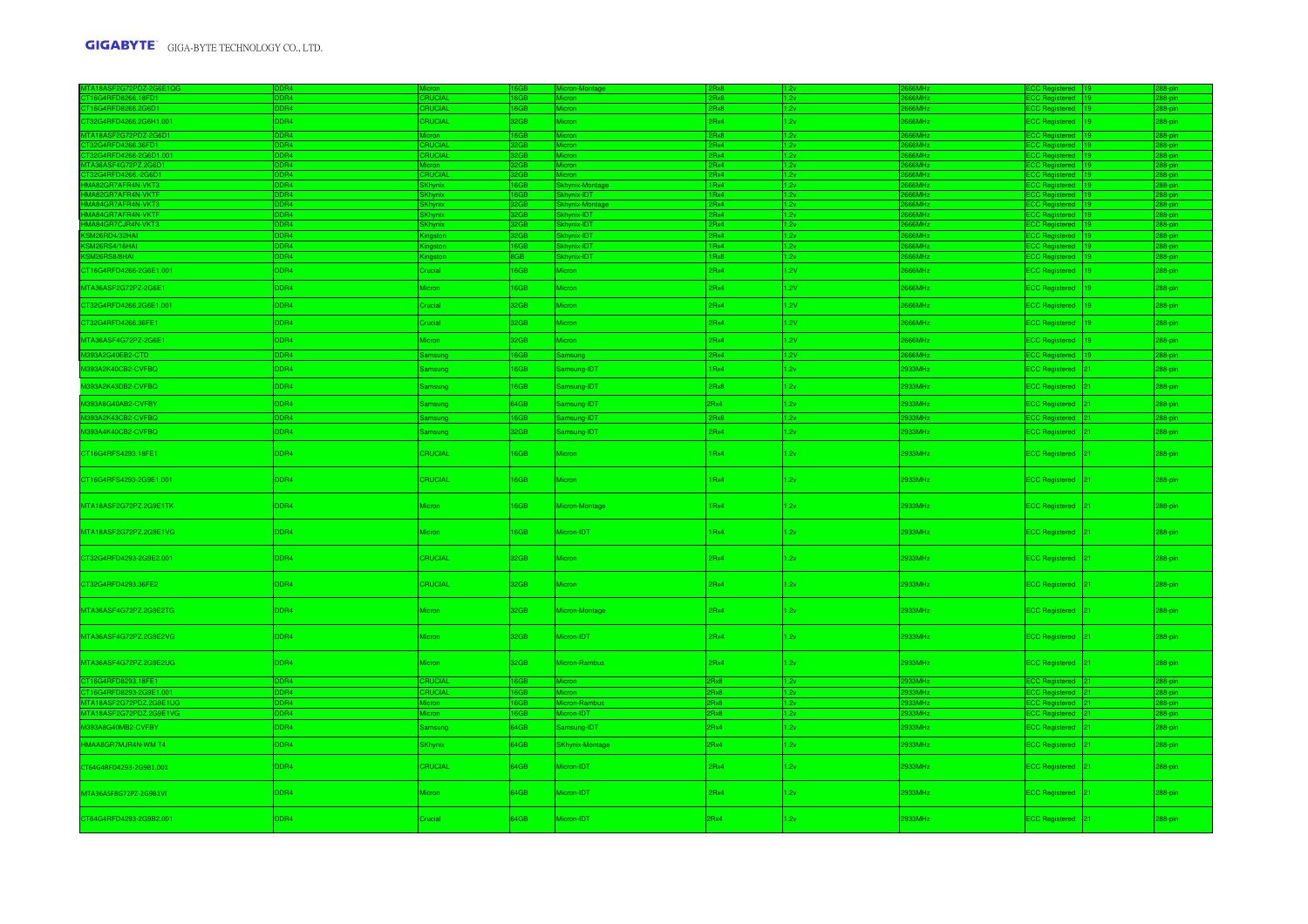| MTA18ASF2G72PDZ-2G6E1QG | DDR4 | Micron | 16GB | Micron-Montage | 2Rx8 | 1.2v | 2666MHz | ECC Registered | 19 | 288-pin |
|---|---|---|---|---|---|---|---|---|---|---|
| CT16G4RFD8266.18FD1 | DDR4 | CRUCIAL | 16GB | Micron | 2Rx8 | 1.2v | 2666MHz | ECC Registered | 19 | 288-pin |
| CT16G4RFD8266.2G6D1 | DDR4 | CRUCIAL | 16GB | Micron | 2Rx8 | 1.2v | 2666MHz | ECC Registered | 19 | 288-pin |
| CT32G4RFD4266.2G6H1.001 | DDR4 | CRUCIAL | 32GB | Micron | 2Rx4 | 1.2v | 2666MHz | ECC Registered | 19 | 288-pin |
| MTA18ASF2G72PDZ-2G6D1 | DDR4 | Micron | 16GB | Micron | 2Rx8 | 1.2v | 2666MHz | ECC Registered | 19 | 288-pin |
| CT32G4RFD4266.36FD1 | DDR4 | CRUCIAL | 32GB | Micron | 2Rx4 | 1.2v | 2666MHz | ECC Registered | 19 | 288-pin |
| CT32G4RFD4266-2G6D1.001 | DDR4 | CRUCIAL | 32GB | Micron | 2Rx4 | 1.2v | 2666MHz | ECC Registered | 19 | 288-pin |
| MTA36ASF4G72PZ.2G6D1 | DDR4 | Micron | 32GB | Micron | 2Rx4 | 1.2v | 2666MHz | ECC Registered | 19 | 288-pin |
| CT32G4RFD4266.-2G6D1 | DDR4 | CRUCIAL | 32GB | Micron | 2Rx4 | 1.2v | 2666MHz | ECC Registered | 19 | 288-pin |
| HMA82GR7AFR4N-VKT3 | DDR4 | SKhynix | 16GB | Skhynix-Montage | 1Rx4 | 1.2v | 2666MHz | ECC Registered | 19 | 288-pin |
| HMA82GR7AFR4N-VKTF | DDR4 | SKhynix | 16GB | Skhynix-IDT | 1Rx4 | 1.2v | 2666MHz | ECC Registered | 19 | 288-pin |
| HMA84GR7AFR4N-VKT3 | DDR4 | SKhynix | 32GB | Skhynix-Montage | 2Rx4 | 1.2v | 2666MHz | ECC Registered | 19 | 288-pin |
| HMA84GR7AFR4N-VKTF | DDR4 | SKhynix | 32GB | Skhynix-IDT | 2Rx4 | 1.2v | 2666MHz | ECC Registered | 19 | 288-pin |
| HMA84GR7CJR4N-VKT3 | DDR4 | SKhynix | 32GB | Skhynix-IDT | 2Rx4 | 1.2v | 2666MHz | ECC Registered | 19 | 288-pin |
| KSM26RD4/32HAI | DDR4 | Kingston | 32GB | Skhynix-IDT | 2Rx4 | 1.2v | 2666MHz | ECC Registered | 19 | 288-pin |
| KSM26RS4/16HAI | DDR4 | Kingston | 16GB | Skhynix-IDT | 1Rx4 | 1.2v | 2666MHz | ECC Registered | 19 | 288-pin |
| KSM26RS8/8HAI | DDR4 | Kingston | 8GB | Skhynix-IDT | 1Rx8 | 1.2v | 2666MHz | ECC Registered | 19 | 288-pin |
| CT16G4RFD4266-2G6E1.001 | DDR4 | Crucial | 16GB | Micron | 2Rx4 | 1.2V | 2666MHz | ECC Registered | 19 | 288-pin |
| MTA36ASF2G72PZ-2G6E1 | DDR4 | Micron | 16GB | Micron | 2Rx4 | 1.2V | 2666MHz | ECC Registered | 19 | 288-pin |
| CT32G4RFD4266.2G6E1.001 | DDR4 | Crucial | 32GB | Micron | 2Rx4 | 1.2V | 2666MHz | ECC Registered | 19 | 288-pin |
| CT32G4RFD4266.36FE1 | DDR4 | Crucial | 32GB | Micron | 2Rx4 | 1.2V | 2666MHz | ECC Registered | 19 | 288-pin |
| MTA36ASF4G72PZ-2G6E1 | DDR4 | Micron | 32GB | Micron | 2Rx4 | 1.2V | 2666MHz | ECC Registered | 19 | 288-pin |
| M393A2G40EB2-CTD | DDR4 | Samsung | 16GB | Samsung | 2Rx4 | 1.2V | 2666MHz | ECC Registered | 19 | 288-pin |
| M393A2K40CB2-CVFBQ | DDR4 | Samsung | 16GB | Samsung-IDT | 1Rx4 | 1.2v | 2933MHz | ECC Registered | 21 | 288-pin |
| M393A2K43DB2-CVFBQ | DDR4 | Samsung | 16GB | Samsung-IDT | 2Rx8 | 1.2v | 2933MHz | ECC Registered | 21 | 288-pin |
| M393A8G40AB2-CVFBY | DDR4 | Samsung | 64GB | Samsung-IDT | 2Rx4 | 1.2v | 2933MHz | ECC Registered | 21 | 288-pin |
| M393A2K43CB2-CVFBQ | DDR4 | Samsung | 16GB | Samsung-IDT | 2Rx8 | 1.2v | 2933MHz | ECC Registered | 21 | 288-pin |
| M393A4K40CB2-CVFBQ | DDR4 | Samsung | 32GB | Samsung-IDT | 2Rx4 | 1.2v | 2933MHz | ECC Registered | 21 | 288-pin |
| CT16G4RFS4293.18FE1 | DDR4 | CRUCIAL | 16GB | Micron | 1Rx4 | 1.2v | 2933MHz | ECC Registered | 21 | 288-pin |
| CT16G4RFS4293-2G9E1.001 | DDR4 | CRUCIAL | 16GB | Micron | 1Rx4 | 1.2v | 2933MHz | ECC Registered | 21 | 288-pin |
| MTA18ASF2G72PZ.2G9E1TK | DDR4 | Micron | 16GB | Micron-Montage | 1Rx4 | 1.2v | 2933MHz | ECC Registered | 21 | 288-pin |
| MTA18ASF2G72PZ.2G9E1VG | DDR4 | Micron | 16GB | Micron-IDT | 1Rx4 | 1.2v | 2933MHz | ECC Registered | 21 | 288-pin |
| CT32G4RFD4293-2G9E2.001 | DDR4 | CRUCIAL | 32GB | Micron | 2Rx4 | 1.2v | 2933MHz | ECC Registered | 21 | 288-pin |
| CT32G4RFD4293.36FE2 | DDR4 | CRUCIAL | 32GB | Micron | 2Rx4 | 1.2v | 2933MHz | ECC Registered | 21 | 288-pin |
| MTA36ASF4G72PZ.2G9E2TG | DDR4 | Micron | 32GB | Micron-Montage | 2Rx4 | 1.2v | 2933MHz | ECC Registered | 21 | 288-pin |
| MTA36ASF4G72PZ.2G9E2VG | DDR4 | Micron | 32GB | Micron-IDT | 2Rx4 | 1.2v | 2933MHz | ECC Registered | 21 | 288-pin |
| MTA36ASF4G72PZ.2G9E2UG | DDR4 | Micron | 32GB | Micron-Rambus | 2Rx4 | 1.2v | 2933MHz | ECC Registered | 21 | 288-pin |
| CT16G4RFD8293.18FE1 | DDR4 | CRUCIAL | 16GB | Micron | 2Rx8 | 1.2v | 2933MHz | ECC Registered | 21 | 288-pin |
| CT16G4RFD8293-2G9E1.001 | DDR4 | CRUCIAL | 16GB | Micron | 2Rx8 | 1.2v | 2933MHz | ECC Registered | 21 | 288-pin |
| MTA18ASF2G72PDZ.2G9E1UG | DDR4 | Micron | 16GB | Micron-Rambus | 2Rx8 | 1.2v | 2933MHz | ECC Registered | 21 | 288-pin |
| MTA18ASF2G72PDZ.2G9E1VG | DDR4 | Micron | 16GB | Micron-IDT | 2Rx8 | 1.2v | 2933MHz | ECC Registered | 21 | 288-pin |
| M393A8G40MB2-CVFBY | DDR4 | Samsung | 64GB | Samsung-IDT | 2Rx4 | 1.2v | 2933MHz | ECC Registered | 21 | 288-pin |
| HMAA8GR7MJR4N-WM T4 | DDR4 | SKhynix | 64GB | SKhynix-Montage | 2Rx4 | 1.2v | 2933MHz | ECC Registered | 21 | 288-pin |
| CT64G4RFD4293-2G9B1.001 | DDR4 | CRUCIAL | 64GB | Micron-IDT | 2Rx4 | 1.2v | 2933MHz | ECC Registered | 21 | 288-pin |
| MTA36ASF8G72PZ-2G9B1VI | DDR4 | Micron | 64GB | Micron-IDT | 2Rx4 | 1.2v | 2933MHz | ECC Registered | 21 | 288-pin |
| CT64G4RFD4293-2G9B2.001 | DDR4 | Crucial | 64GB | Micron-IDT | 2Rx4 | 1.2v | 2933MHz | ECC Registered | 21 | 288-pin |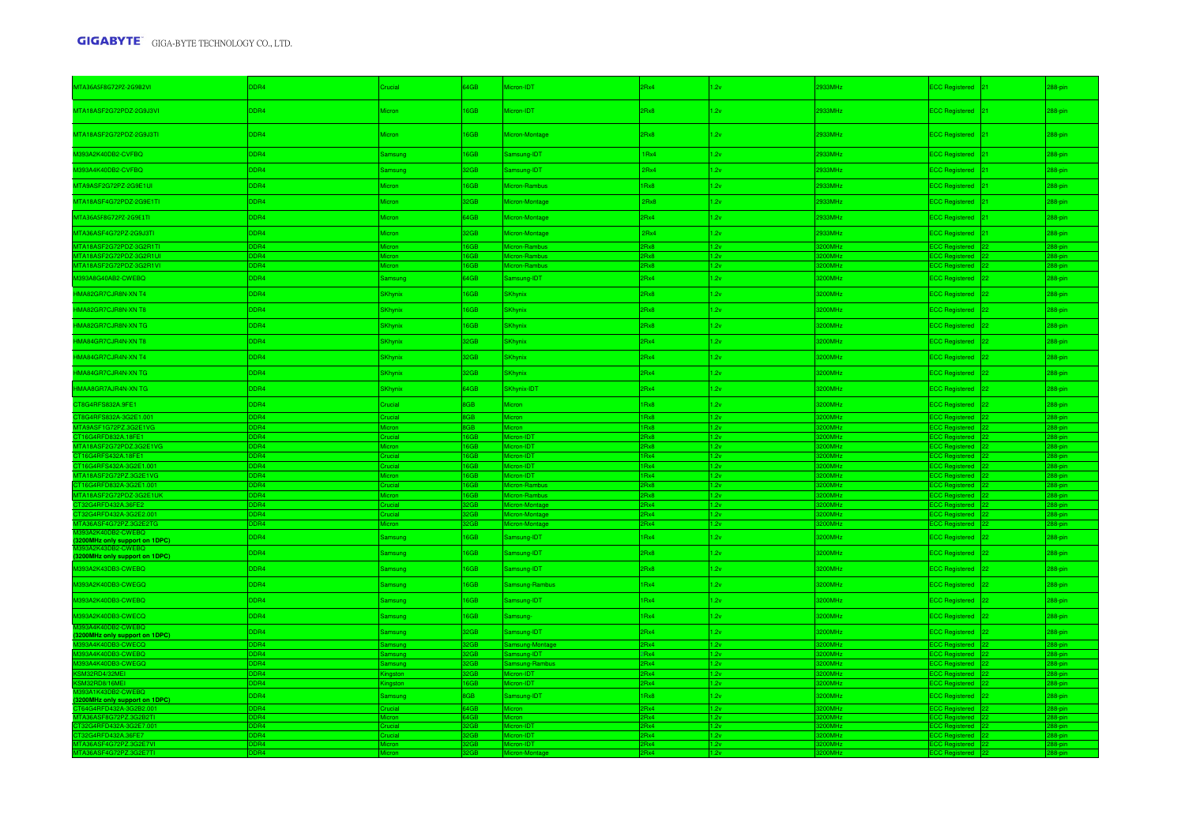| MTA36ASF8G72PZ-2G9B2VI | DDR4 | Crucial | 64GB | Micron-IDT | 2Rx4 | 1.2v | 2933MHz | ECC Registered | 21 | 288-pin |
|---|---|---|---|---|---|---|---|---|---|---|
| MTA18ASF2G72PDZ-2G9J3VI | DDR4 | Micron | 16GB | Micron-IDT | 2Rx8 | 1.2v | 2933MHz | ECC Registered | 21 | 288-pin |
| MTA18ASF2G72PDZ-2G9J3TI | DDR4 | Micron | 16GB | Micron-Montage | 2Rx8 | 1.2v | 2933MHz | ECC Registered | 21 | 288-pin |
| M393A2K40DB2-CVFBQ | DDR4 | Samsung | 16GB | Samsung-IDT | 1Rx4 | 1.2v | 2933MHz | ECC Registered | 21 | 288-pin |
| M393A4K40DB2-CVFBQ | DDR4 | Samsung | 32GB | Samsung-IDT | 2Rx4 | 1.2v | 2933MHz | ECC Registered | 21 | 288-pin |
| MTA9ASF2G72PZ-2G9E1UI | DDR4 | Micron | 16GB | Micron-Rambus | 1Rx8 | 1.2v | 2933MHz | ECC Registered | 21 | 288-pin |
| MTA18ASF4G72PDZ-2G9E1TI | DDR4 | Micron | 32GB | Micron-Montage | 2Rx8 | 1.2v | 2933MHz | ECC Registered | 21 | 288-pin |
| MTA36ASF8G72PZ-2G9E1TI | DDR4 | Micron | 64GB | Micron-Montage | 2Rx4 | 1.2v | 2933MHz | ECC Registered | 21 | 288-pin |
| MTA36ASF4G72PZ-2G9J3TI | DDR4 | Micron | 32GB | Micron-Montage | 2Rx4 | 1.2v | 2933MHz | ECC Registered | 21 | 288-pin |
| MTA18ASF2G72PDZ-3G2R1TI | DDR4 | Micron | 16GB | Micron-Rambus | 2Rx8 | 1.2v | 3200MHz | ECC Registered | 22 | 288-pin |
| MTA18ASF2G72PDZ-3G2R1UI | DDR4 | Micron | 16GB | Micron-Rambus | 2Rx8 | 1.2v | 3200MHz | ECC Registered | 22 | 288-pin |
| MTA18ASF2G72PDZ-3G2R1VI | DDR4 | Micron | 16GB | Micron-Rambus | 2Rx8 | 1.2v | 3200MHz | ECC Registered | 22 | 288-pin |
| M393A8G40AB2-CWEBQ | DDR4 | Samsung | 64GB | Samsung-IDT | 2Rx4 | 1.2v | 3200MHz | ECC Registered | 22 | 288-pin |
| HMA82GR7CJR8N-XN T4 | DDR4 | SKhynix | 16GB | SKhynix | 2Rx8 | 1.2v | 3200MHz | ECC Registered | 22 | 288-pin |
| HMA82GR7CJR8N-XN T8 | DDR4 | SKhynix | 16GB | SKhynix | 2Rx8 | 1.2v | 3200MHz | ECC Registered | 22 | 288-pin |
| HMA82GR7CJR8N-XN TG | DDR4 | SKhynix | 16GB | SKhynix | 2Rx8 | 1.2v | 3200MHz | ECC Registered | 22 | 288-pin |
| HMA84GR7CJR4N-XN T8 | DDR4 | SKhynix | 32GB | SKhynix | 2Rx4 | 1.2v | 3200MHz | ECC Registered | 22 | 288-pin |
| HMA84GR7CJR4N-XN T4 | DDR4 | SKhynix | 32GB | SKhynix | 2Rx4 | 1.2v | 3200MHz | ECC Registered | 22 | 288-pin |
| HMA84GR7CJR4N-XN TG | DDR4 | SKhynix | 32GB | SKhynix | 2Rx4 | 1.2v | 3200MHz | ECC Registered | 22 | 288-pin |
| HMAA8GR7AJR4N-XN TG | DDR4 | SKhynix | 64GB | SKhynix-IDT | 2Rx4 | 1.2v | 3200MHz | ECC Registered | 22 | 288-pin |
| CT8G4RFS832A.9FE1 | DDR4 | Crucial | 8GB | Micron | 1Rx8 | 1.2v | 3200MHz | ECC Registered | 22 | 288-pin |
| CT8G4RFS832A-3G2E1.001 | DDR4 | Crucial | 8GB | Micron | 1Rx8 | 1.2v | 3200MHz | ECC Registered | 22 | 288-pin |
| MTA9ASF1G72PZ.3G2E1VG | DDR4 | Micron | 8GB | Micron | 1Rx8 | 1.2v | 3200MHz | ECC Registered | 22 | 288-pin |
| CT16G4RFD832A.18FE1 | DDR4 | Crucial | 16GB | Micron-IDT | 2Rx8 | 1.2v | 3200MHz | ECC Registered | 22 | 288-pin |
| MTA18ASF2G72PDZ.3G2E1VG | DDR4 | Micron | 16GB | Micron-IDT | 2Rx8 | 1.2v | 3200MHz | ECC Registered | 22 | 288-pin |
| CT16G4RFS432A.18FE1 | DDR4 | Crucial | 16GB | Micron-IDT | 1Rx4 | 1.2v | 3200MHz | ECC Registered | 22 | 288-pin |
| CT16G4RFS432A-3G2E1.001 | DDR4 | Crucial | 16GB | Micron-IDT | 1Rx4 | 1.2v | 3200MHz | ECC Registered | 22 | 288-pin |
| MTA18ASF2G72PZ.3G2E1VG | DDR4 | Micron | 16GB | Micron-IDT | 1Rx4 | 1.2v | 3200MHz | ECC Registered | 22 | 288-pin |
| CT16G4RFD832A-3G2E1.001 | DDR4 | Crucial | 16GB | Micron-Rambus | 2Rx8 | 1.2v | 3200MHz | ECC Registered | 22 | 288-pin |
| MTA18ASF2G72PDZ-3G2E1UK | DDR4 | Micron | 16GB | Micron-Rambus | 2Rx8 | 1.2v | 3200MHz | ECC Registered | 22 | 288-pin |
| CT32G4RFD432A.36FE2 | DDR4 | Crucial | 32GB | Micron-Montage | 2Rx4 | 1.2v | 3200MHz | ECC Registered | 22 | 288-pin |
| CT32G4RFD432A-3G2E2.001 | DDR4 | Crucial | 32GB | Micron-Montage | 2Rx4 | 1.2v | 3200MHz | ECC Registered | 22 | 288-pin |
| MTA36ASF4G72PZ.3G2E2TG | DDR4 | Micron | 32GB | Micron-Montage | 2Rx4 | 1.2v | 3200MHz | ECC Registered | 22 | 288-pin |
| M393A2K40DB2-CWEBQ (3200MHz only support on 1DPC) | DDR4 | Samsung | 16GB | Samsung-IDT | 1Rx4 | 1.2v | 3200MHz | ECC Registered | 22 | 288-pin |
| M393A2K43DB2-CWEBQ (3200MHz only support on 1DPC) | DDR4 | Samsung | 16GB | Samsung-IDT | 2Rx8 | 1.2v | 3200MHz | ECC Registered | 22 | 288-pin |
| M393A2K43DB3-CWEBQ | DDR4 | Samsung | 16GB | Samsung-IDT | 2Rx8 | 1.2v | 3200MHz | ECC Registered | 22 | 288-pin |
| M393A2K40DB3-CWEGQ | DDR4 | Samsung | 16GB | Samsung-Rambus | 1Rx4 | 1.2v | 3200MHz | ECC Registered | 22 | 288-pin |
| M393A2K40DB3-CWEBQ | DDR4 | Samsung | 16GB | Samsung-IDT | 1Rx4 | 1.2v | 3200MHz | ECC Registered | 22 | 288-pin |
| M393A2K40DB3-CWECQ | DDR4 | Samsung | 16GB | Samsung- | 1Rx4 | 1.2v | 3200MHz | ECC Registered | 22 | 288-pin |
| M393A4K40DB2-CWEBQ (3200MHz only support on 1DPC) | DDR4 | Samsung | 32GB | Samsung-IDT | 2Rx4 | 1.2v | 3200MHz | ECC Registered | 22 | 288-pin |
| M393A4K40DB3-CWECQ | DDR4 | Samsung | 32GB | Samsung-Montage | 2Rx4 | 1.2v | 3200MHz | ECC Registered | 22 | 288-pin |
| M393A4K40DB3-CWEBQ | DDR4 | Samsung | 32GB | Samsung-IDT | 2Rx4 | 1.2v | 3200MHz | ECC Registered | 22 | 288-pin |
| M393A4K40DB3-CWEGQ | DDR4 | Samsung | 32GB | Samsung-Rambus | 2Rx4 | 1.2v | 3200MHz | ECC Registered | 22 | 288-pin |
| KSM32RD4/32MEI | DDR4 | Kingston | 32GB | Micron-IDT | 2Rx4 | 1.2v | 3200MHz | ECC Registered | 22 | 288-pin |
| KSM32RD8/16MEI | DDR4 | Kingston | 16GB | Micron-IDT | 2Rx4 | 1.2v | 3200MHz | ECC Registered | 22 | 288-pin |
| M393A1K43DB2-CWEBQ (3200MHz only support on 1DPC) | DDR4 | Samsung | 8GB | Samsung-IDT | 1Rx8 | 1.2v | 3200MHz | ECC Registered | 22 | 288-pin |
| CT64G4RFD432A-3G2B2.001 | DDR4 | Crucial | 64GB | Micron | 2Rx4 | 1.2v | 3200MHz | ECC Registered | 22 | 288-pin |
| MTA36ASF8G72PZ.3G2B2TI | DDR4 | Micron | 64GB | Micron | 2Rx4 | 1.2v | 3200MHz | ECC Registered | 22 | 288-pin |
| CT32G4RFD432A-3G2E7.001 | DDR4 | Crucial | 32GB | Micron-IDT | 2Rx4 | 1.2v | 3200MHz | ECC Registered | 22 | 288-pin |
| CT32G4RFD432A.36FE7 | DDR4 | Crucial | 32GB | Micron-IDT | 2Rx4 | 1.2v | 3200MHz | ECC Registered | 22 | 288-pin |
| MTA36ASF4G72PZ.3G2E7VI | DDR4 | Micron | 32GB | Micron-IDT | 2Rx4 | 1.2v | 3200MHz | ECC Registered | 22 | 288-pin |
| MTA36ASF4G72PZ.3G2E7TI | DDR4 | Micron | 32GB | Micron-Montage | 2Rx4 | 1.2v | 3200MHz | ECC Registered | 22 | 288-pin |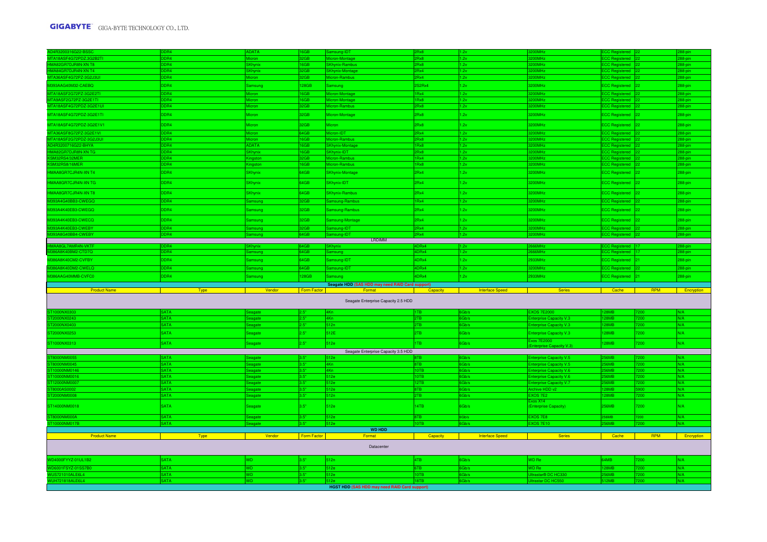| | | | | | | | | | | |
|---|---|---|---|---|---|---|---|---|---|---|
| AD4R3200316G22-BSSC | DDR4 | ADATA | 16GB | Samsung-IDT | 2Rx8 | 1.2v | 3200MHz | ECC Registered | 22 | 288-pin |
| MTA18ASF4G72PDZ-3G2B2TI | DDR4 | Micron | 32GB | Micron-Montage | 2Rx8 | 1.2v | 3200MHz | ECC Registered | 22 | 288-pin |
| HMA82GR7DJR8N-XN T8 | DDR4 | SKhynix | 16GB | SKhynix-Rambus | 2Rx8 | 1.2v | 3200MHz | ECC Registered | 22 | 288-pin |
| HMA84GR7DJR4N-XN T4 | DDR4 | SKhynix | 32GB | SKhynix-Montage | 2Rx4 | 1.2v | 3200MHz | ECC Registered | 22 | 288-pin |
| MTA36ASF4G72PZ-3G2J3UI | DDR4 | Micron | 32GB | Micron-Rambus | 2Rx4 | 1.2v | 3200MHz | ECC Registered | 22 | 288-pin |
| M393AAG40M32-CAEBQ | DDR4 | Samsung | 128GB | Samsung | 2S2Rx4 | 1.2v | 3200MHz | ECC Registered | 22 | 288-pin |
| MTA18ASF2G72PZ-3G2E2TI | DDR4 | Micron | 16GB | Micron-Montage | 1Rx4 | 1.2v | 3200MHz | ECC Registered | 22 | 288-pin |
| MTA9ASF2G72PZ-3G2E1TI | DDR4 | Micron | 16GB | Micron-Montage | 1Rx8 | 1.2v | 3200MHz | ECC Registered | 22 | 288-pin |
| MTA18ASF4G72PDZ-3G2E1UI | DDR4 | Micron | 32GB | Micron-Rambus | 2Rx8 | 1.2v | 3200MHz | ECC Registered | 22 | 288-pin |
| MTA18ASF4G72PDZ-3G2E1TI | DDR4 | Micron | 32GB | Micron-Montage | 2Rx8 | 1.2v | 3200MHz | ECC Registered | 22 | 288-pin |
| MTA18ASF4G72PDZ-3G2E1V1 | DDR4 | Micron | 32GB | Micron | 2Rx8 | 1.2v | 3200MHz | ECC Registered | 22 | 288-pin |
| MTA36ASF8G72PZ-3G2E1VI | DDR4 | Micron | 64GB | Micron-IDT | 2Rx4 | 1.2v | 3200MHz | ECC Registered | 22 | 288-pin |
| MTA18ASF2G72PDZ-3G2J3UI | DDR4 | Micron | 16GB | Micron-Rambus | 2Rx8 | 1.2v | 3200MHz | ECC Registered | 22 | 288-pin |
| AD4R3200716G22-BHYA | DDR4 | ADATA | 16GB | SKhynix-Montage | 1Rx8 | 1.2v | 3200MHz | ECC Registered | 22 | 288-pin |
| HMA82GR7DJR8N-XN TG | DDR4 | SKhynix | 16GB | SKhynix-IDT | 2Rx8 | 1.2v | 3200MHz | ECC Registered | 22 | 288-pin |
| KSM32RS4/32MER | DDR4 | Kingston | 32GB | Micron-Rambus | 1Rx4 | 1.2v | 3200MHz | ECC Registered | 22 | 288-pin |
| KSM32RS8/16MER | DDR4 | Kingston | 16GB | Micron-Rambus | 1Rx8 | 1.2v | 3200MHz | ECC Registered | 22 | 288-pin |
| HMAA8GR7CJR4N-XN T4 | DDR4 | SKhynix | 64GB | SKhynix-Montage | 2Rx4 | 1.2v | 3200MHz | ECC Registered | 22 | 288-pin |
| HMAA8GR7CJR4N-XN TG | DDR4 | SKhynix | 64GB | SKhynix-IDT | 2Rx4 | 1.2v | 3200MHz | ECC Registered | 22 | 288-pin |
| HMAA8GR7CJR4N-XN T8 | DDR4 | SKhynix | 64GB | SKhynix-Rambus | 2Rx4 | 1.2v | 3200MHz | ECC Registered | 22 | 288-pin |
| M393A4G40BB3-CWEGQ | DDR4 | Samsung | 32GB | Samsung-Rambus | 1Rx4 | 1.2v | 3200MHz | ECC Registered | 22 | 288-pin |
| M393A4K40EB3-CWEGQ | DDR4 | Samsung | 32GB | Samsung-Rambus | 2Rx4 | 1.2v | 3200MHz | ECC Registered | 22 | 288-pin |
| M393A4K40EB3-CWECQ | DDR4 | Samsung | 32GB | Samsung-Montage | 2Rx4 | 1.2v | 3200MHz | ECC Registered | 22 | 288-pin |
| M393A4K40EB3-CWEBY | DDR4 | Samsung | 32GB | Samsung-IDT | 2Rx4 | 1.2v | 3200MHz | ECC Registered | 22 | 288-pin |
| M393A8G40BB4-CWEBY | DDR4 | Samsung | 64GB | Samsung-IDT | 2Rx4 | 1.2v | 3200MHz | ECC Registered | 22 | 288-pin |
| | | | | LRDIMM | | | | | | |
| HMAA8GL7AMR4N-VKTF | DDR4 | SKhynix | 64GB | SKhynix | 4DRx4 | 1.2v | 2666MHz | ECC Registered | 17 | 288-pin |
| M386A8K40BM2-CTD7Q | DDR4 | Samsung | 64GB | Samsung | 4DRx4 | 1.2v | 2666MHz | ECC Registered | 17 | 288-pin |
| M386A8K40CM2-CVFBY | DDR4 | Samsung | 64GB | Samsung-IDT | 4DRx4 | 1.2v | 2933MHz | ECC Registered | 21 | 288-pin |
| M386A8K40DM2-CWELQ | DDR4 | Samsung | 64GB | Samsung-IDT | 4DRx4 | 1.2v | 3200MHz | ECC Registered | 22 | 288-pin |
| M386AAG40MMB-CVFC0 | DDR4 | Samsung | 128GB | Samsung | 4DRx4 | 1.2v | 2933MHz | ECC Registered | 21 | 288-pin |

**Seagate HDD (SAS HDD may need RAID Card support)**

| Product Name | Type | Vendor | Form Factor | Format | Capacity | Interface Speed | Series | Cache | RPM | Encryption |
|---|---|---|---|---|---|---|---|---|---|---|
| | | | | Seagate Enterprise Capacity 2.5 HDD | | | | | | |
| ST1000NX0303 | SATA | Seagate | 2.5" | 4Kn | 1TB | 6Gb/s | EXOS 7E2000 | 128MB | 7200 | N/A |
| ST2000NX0243 | SATA | Seagate | 2.5" | 4Kn | 2TB | 6Gb/s | Enterprise Capacity V.3 | 128MB | 7200 | N/A |
| ST2000NX0403 | SATA | Seagate | 2.5" | 512n | 2TB | 6Gb/s | Enterprise Capacity V.3 | 128MB | 7200 | N/A |
| ST2000NX0253 | SATA | Seagate | 2.5" | 512E | 2TB | 6Gb/s | Enterprise Capacity V.3 | 128MB | 7200 | N/A |
| ST1000NX0313 | SATA | Seagate | 2.5" | 512e | 1TB | 6Gb/s | Exos 7E2000 (Enterprise Capacity V.3) | 128MB | 7200 | N/A |
| | | | | Seagate Enterprise Capacity 3.5 HDD | | | | | | |
| ST8000NM0055 | SATA | Seagate | 3.5" | 512e | 8TB | 6Gb/s | Enterprise Capacity V.5 | 256MB | 7200 | N/A |
| ST8000NM0045 | SATA | Seagate | 3.5" | 4Kn | 8TB | 6Gb/s | Enterprise Capacity V.5 | 256MB | 7200 | N/A |
| ST10000NM0146 | SATA | Seagate | 3.5" | 4Kn | 10TB | 6Gb/s | Enterprise Capacity V.6 | 256MB | 7200 | N/A |
| ST10000NM0016 | SATA | Seagate | 3.5" | 512e | 10TB | 6Gb/s | Enterprise Capacity V.6 | 256MB | 7200 | N/A |
| ST12000NM0007 | SATA | Seagate | 3.5" | 512e | 12TB | 6Gb/s | Enterprise Capacity V.7 | 256MB | 7200 | N/A |
| ST8000AS0002 | SATA | Seagate | 3.5" | 512e | 8TB | 6Gb/s | Archive HDD v2 | 128MB | 5900 | N/A |
| ST2000NM0008 | SATA | Seagate | 3.5" | 512n | 2TB | 6Gb/s | EXOS 7E2 | 128MB | 7200 | N/A |
| ST14000NM0018 | SATA | Seagate | 3.5" | 512e | 14TB | 6Gb/s | Exos X14 (Enterprise Capacity) | 256MB | 7200 | N/A |
| ST8000NM000A | SATA | Seagate | 3.5" | 512e | 8TB | 6Gb/s | EXOS 7E8 | 256MB | 7200 | N/A |
| ST10000NM017B | SATA | Seagate | 3.5" | 512e | 10TB | 6Gb/s | EXOS 7E10 | 256MB | 7200 | N/A |

**WD HDD**

| Product Name | Type | Vendor | Form Factor | Format | Capacity | Interface Speed | Series | Cache | RPM | Encryption |
|---|---|---|---|---|---|---|---|---|---|---|
| | | | | Datacenter | | | | | | |
| WD4000FYYZ-01UL1B2 | SATA | WD | 3.5" | 512n | 4TB | 6Gb/s | WD Re | 64MB | 7200 | N/A |
| WD6001FSYZ-01SS7B0 | SATA | WD | 3.5" | 512e | 6TB | 6Gb/s | WD Re | 128MB | 7200 | N/A |
| WUS721010ALE6L4 | SATA | WD | 3.5" | 512e | 10TB | 6Gb/s | Ultrastar® DC HC330 | 256MB | 7200 | N/A |
| WUH721818ALE6L4 | SATA | WD | 3.5" | 512e | 18TB | 6Gb/s | Ultrastar DC HC550 | 512MB | 7200 | N/A |

**HGST HDD (SAS HDD may need RAID Card support)**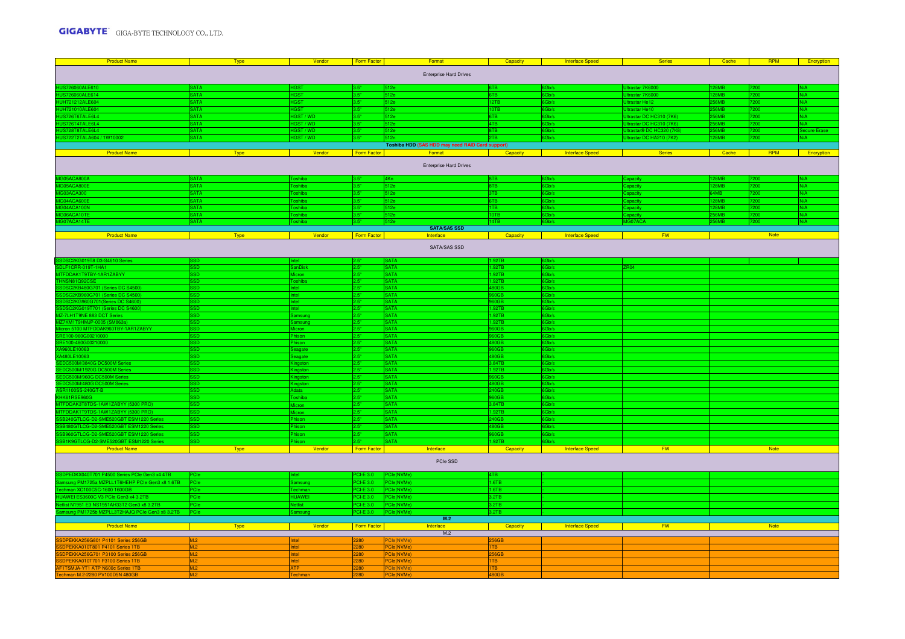**GIGABYTE** GIGA-BYTE TECHNOLOGY CO., LTD.

| Product Name | Type | Vendor | Form Factor | Format | Capacity | Interface Speed | Series | Cache | RPM | Encryption |
|---|---|---|---|---|---|---|---|---|---|---|
| | | | | Enterprise Hard Drives | | | | | | |
| HUS726060ALE610 | SATA | HGST | 3.5" | 512e | 6TB | 6Gb/s | Ultrastar 7K6000 | 128MB | 7200 | N/A |
| HUS726060ALE614 | SATA | HGST | 3.5" | 512e | 6TB | 6Gb/s | Ultrastar 7K6000 | 128MB | 7200 | N/A |
| HUH721212ALE604 | SATA | HGST | 3.5" | 512e | 12TB | 6Gb/s | Ultrastar He12 | 256MB | 7200 | N/A |
| HUH721010ALE604 | SATA | HGST | 3.5" | 512e | 10TB | 6Gb/s | Ultrastar He10 | 256MB | 7200 | N/A |
| HUS726T6TALE6L4 | SATA | HGST / WD | 3.5" | 512e | 6TB | 6Gb/s | Ultrastar DC HC310 (7K6) | 256MB | 7200 | N/A |
| HUS726T4TALE6L4 | SATA | HGST / WD | 3.5" | 512e | 4TB | 6Gb/s | Ultrastar DC HC310 (7K6) | 256MB | 7200 | N/A |
| HUS728T8TALE6L4 | SATA | HGST / WD | 3.5" | 512e | 8TB | 6Gb/s | Ultrastar® DC HC320 (7K8) | 256MB | 7200 | Secure Erase |
| HUS722T2TALA604 / 1W10002 | SATA | HGST / WD | 3.5" | 512n | 2TB | 6Gb/s | Ultrastar DC HA210 (7K2) | 128MB | 7200 | N/A |

**Toshiba HDD (SAS HDD may need RAID Card support)**

| Product Name | Type | Vendor | Form Factor | Format | Capacity | Interface Speed | Series | Cache | RPM | Encryption |
|---|---|---|---|---|---|---|---|---|---|---|
| | | | | Enterprise Hard Drives | | | | | | |
| MG05ACA800A | SATA | Toshiba | 3.5" | 4Kn | 8TB | 6Gb/s | Capacity | 128MB | 7200 | N/A |
| MG05ACA800E | SATA | Toshiba | 3.5" | 512e | 8TB | 6Gb/s | Capacity | 128MB | 7200 | N/A |
| MG03ACA300 | SATA | Toshiba | 3.5" | 512e | 3TB | 6Gb/s | Capacity | 64MB | 7200 | N/A |
| MG04ACA600E | SATA | Toshiba | 3.5" | 512e | 6TB | 6Gb/s | Capacity | 128MB | 7200 | N/A |
| MG04ACA100N | SATA | Toshiba | 3.5" | 512e | 1TB | 6Gb/s | Capacity | 128MB | 7200 | N/A |
| MG06ACA10TE | SATA | Toshiba | 3.5" | 512e | 10TB | 6Gb/s | Capacity | 256MB | 7200 | N/A |
| MG07ACA14TE | SATA | Toshiba | 3.5" | 512e | 14TB | 6Gb/s | MG07ACA | 256MB | 7200 | N/A |

**SATA/SAS SSD**

| Product Name | Type | Vendor | Form Factor | Interface | Capacity | Interface Speed | FW | Note |
|---|---|---|---|---|---|---|---|---|
| | | | | SATA/SAS SSD | | | | |
| SSDSC2KG019T8 D3-S4610 Series | SSD | Intel | 2.5" | SATA | 1.92TB | 6Gb/s | | |
| SDLF1CRR-019T-1HA1 | SSD | SanDisk | 2.5" | SATA | 1.92TB | 6Gb/s | ZR04 | |
| MTFDDAK1T9TBY-1AR1ZABYY | SSD | Micron | 2.5" | SATA | 1.92TB | 6Gb/s | | |
| THNSN81Q92CSE | SSD | Toshiba | 2.5" | SATA | 1.92TB | 6Gb/s | | |
| SSDSC2KB480G701 (Series DC S4500) | SSD | Intel | 2.5" | SATA | 480GB | 6Gb/s | | |
| SSDSC2KB960G701 (Series DC S4500) | SSD | Intel | 2.5" | SATA | 960GB | 6Gb/s | | |
| SSDSC2KG960G701(Series DC S4600) | SSD | Intel | 2.5" | SATA | 960GB | 6Gb/s | | |
| SSDSC2KG019T701 (Series DC S4600) | SSD | Intel | 2.5" | SATA | 1.92TB | 6Gb/s | | |
| MZ-7LH1T9NE 883 DCT Series | SSD | Samsung | 2.5" | SATA | 1.92TB | 6Gb/s | | |
| MZ7KM1T9HMJP-0005 (SM863a) | SSD | Samsung | 2.5" | SATA | 1.92TB | 6Gb/s | | |
| Micron 5100 MTFDDAK960TBY-1AR1ZABYY | SSD | Micron | 2.5" | SATA | 960GB | 6Gb/s | | |
| SRE100-960G00210000 | SSD | Phison | 2.5" | SATA | 960GB | 6Gb/s | | |
| SRE100-480G00210000 | SSD | Phison | 2.5" | SATA | 480GB | 6Gb/s | | |
| XA960LE10063 | SSD | Seagate | 2.5" | SATA | 960GB | 6Gb/s | | |
| XA480LE10063 | SSD | Seagate | 2.5" | SATA | 480GB | 6Gb/s | | |
| SEDC500M/3840G DC500M Series | SSD | Kingston | 2.5" | SATA | 3.84TB | 6Gb/s | | |
| SEDC500M/1920G DC500M Series | SSD | Kingston | 2.5" | SATA | 1.92TB | 6Gb/s | | |
| SEDC500M/960G DC500M Series | SSD | Kingston | 2.5" | SATA | 960GB | 6Gb/s | | |
| SEDC500M/480G DC500M Series | SSD | Kingston | 2.5" | SATA | 480GB | 6Gb/s | | |
| ASR1100SS-240GT-B | SSD | Adata | 2.5" | SATA | 240GB | 6Gb/s | | |
| KHK61RSE960G | SSD | Toshiba | 2.5" | SATA | 960GB | 6Gb/s | | |
| MTFDDAK3T8TDS-1AW1ZABYY (5300 PRO) | SSD | Micron | 2.5" | SATA | 3.84TB | 6Gb/s | | |
| MTFDDAK1T9TDS-1AW1ZABYY (5300 PRO) | SSD | Micron | 2.5" | SATA | 1.92TB | 6Gb/s | | |
| SSB240GTLCG-D2-SME520GBT ESM1220 Series | SSD | Phison | 2.5" | SATA | 240GB | 6Gb/s | | |
| SSB480GTLCG-D2-SME520GBT ESM1220 Series | SSD | Phison | 2.5" | SATA | 480GB | 6Gb/s | | |
| SSB960GTLCG-D2-SME520GBT ESM1220 Series | SSD | Phison | 2.5" | SATA | 960GB | 6Gb/s | | |
| SSB1K9GTLCG-D2-SME520GBT ESM1220 Series | SSD | Phison | 2.5" | SATA | 1.92TB | 6Gb/s | | |

| Product Name | Type | Vendor | Form Factor | Interface | Capacity | Interface Speed | FW | Note |
|---|---|---|---|---|---|---|---|---|
| | | | | PCIe SSD | | | | |
| SSDPEDKX040T701 P4500 Series PCIe Gen3 x4 4TB | PCIe | Intel | PCI-E 3.0 | PCIe(NVMe) | 4TB | - | | |
| Samsung PM1725a MZPLL1T6HEHP PCIe Gen3 x8 1.6TB | PCIe | Samsung | PCI-E 3.0 | PCIe(NVMe) | 1.6TB | - | | |
| Techman XC100C5C-1600 1600GB | PCIe | Techman | PCI-E 3.0 | PCIe(NVMe) | 1.6TB | - | | |
| HUAWEI ES3600C V3 PCIe Gen3 x4 3.2TB | PCIe | HUAWEI | PCI-E 3.0 | PCIe(NVMe) | 3.2TB | - | | |
| Netlist N1951 E3 NS1951AH33T2 Gen3 x8 3.2TB | PCIe | Netlist | PCI-E 3.0 | PCIe(NVMe) | 3.2TB | - | | |
| Samsung PM1725b MZPLL3T2HAJQ PCIe Gen3 x8 3.2TB | PCIe | Samsung | PCI-E 3.0 | PCIe(NVMe) | 3.2TB | - | | |

**M.2**

| Product Name | Type | Vendor | Form Factor | Interface | Capacity | Interface Speed | FW | Note |
|---|---|---|---|---|---|---|---|---|
| | | | | M.2 | | | | |
| SSDPEKKA256G801 P4101 Series 256GB | M.2 | Intel | 2280 | PCIe(NVMe) | 256GB | | | |
| SSDPEKKA010T801 P4101 Series 1TB | M.2 | Intel | 2280 | PCIe(NVMe) | 1TB | | | |
| SSDPEKKA256G701 P3100 Series 256GB | M.2 | Intel | 2280 | PCIe(NVMe) | 256GB | | | |
| SSDPEKKA010T701 P3100 Series 1TB | M.2 | Intel | 2280 | PCIe(NVMe) | 1TB | | | |
| AF1TSMJA-YT1 ATP N600c Series 1TB | M.2 | ATP | 2280 | PCIe(NVMe) | 1TB | | | |
| Techman M.2-2280 PV100D5N 480GB | M.2 | Techman | 2280 | PCIe(NVMe) | 480GB | | | |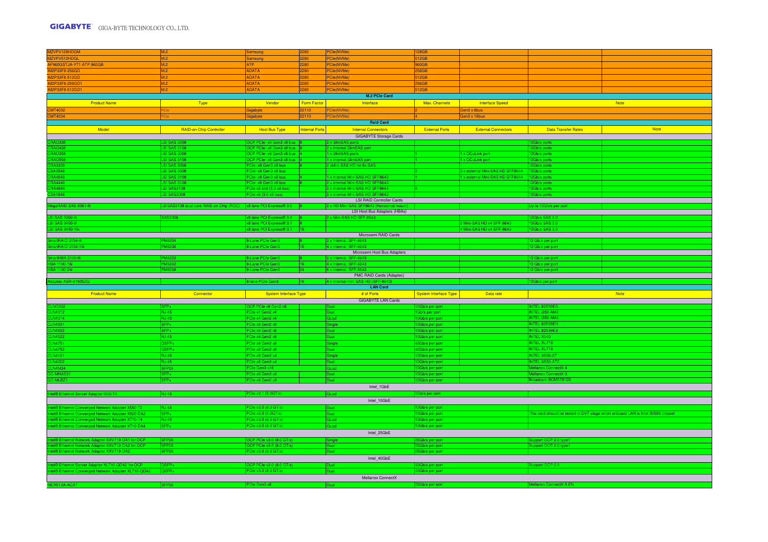| | | | | | | | | |
|---|---|---|---|---|---|---|---|---|
| MZVPV128HDGM | M.2 | Samsung | 2280 | PCIe(NVMe) | 128GB | | | |
| MZVPV512HDGL | M.2 | Samsung | 2280 | PCIe(NVMe) | 512GB | - | | |
| AF960GSTJA-YT1 ATP 960GB | M.2 | ATP | 2280 | PCIe(NVMe) | 960GB | - | | |
| IM2P33F8-256GD | M.2 | ADATA | 2280 | PCIe(NVMe) | 256GB | - | | |
| IM2P33F8-512GD | M.2 | ADATA | 2280 | PCIe(NVMe) | 512GB | - | | |
| IM2P33F8-256GD1 | M.2 | ADATA | 2280 | PCIe(NVMe) | 256GB | - | | |
| IM2P33F8-512GD1 | M.2 | ADATA | 2280 | PCIe(NVMe) | 512GB | - | | |

**M.2 PCIe Card**

| Product Name | Type | Vendor | Form Factor | Interface | Max. Channels | Interface Speed | Note |
|---|---|---|---|---|---|---|---|
| CMT4032 | PCIe | Gigabyte | 22110 | PCIe(NVMe) | 2 | Gen3 x 8bus | |
| CMT4034 | PCIe | Gigabyte | 22110 | PCIe(NVMe) | 4 | Gen3 x 16bus | |

**Raid Card**

| Model | RAID-on-Chip Controller | Host Bus Type | Internal Ports | Internal Connectors | External Ports | External Connectors | Data Transfer Rates | Note |
|---|---|---|---|---|---|---|---|---|
| GIGABYTE Storage Cards | | | | | | | | |
| CRAO338 | LSI SAS 3008 | OCP PCIe- x8 Gen3 x8 bus | 8 | 2 x SlimSAS ports | - | - | 12Gb/s ports | |
| CRAO438 | LSI SAS 3108 | OCP PCIe- x8 Gen3 x8 bus | 8 | 2 x internal SlimSAS port | - | - | 12Gb/s ports | |
| CRAO358 | LSI SAS 3008 | OCP PCIe- x8 Gen3 x8 bus | 4 | 1 x SlimSAS ports | 1 | 1 x OCuLink port | 12Gb/s ports | |
| CRAO558 | LSI SAS 3108 | OCP PCIe- x8 Gen3 x8 bus | 4 | 1 x internal SlimSAS port | 1 | 1 x OCuLink port | 12Gb/s ports | |
| CRA3338 | LSI SAS 3008 | PCIe- x8 Gen3 x8 bus | 8 | 2 xMini-SAS HD for 8x SAS | - | - | 12Gb/s ports | |
| CSA3548 | LSI SAS 3008 | PCIe- x8 Gen3 x8 bus | - | - | 2 | 2 x external Mini-SAS HD SFF8644 | 12Gb/s ports | |
| CRA4548 | LSI SAS 3108 | PCIe- x8 Gen3 x8 bus | 4 | 1 x internal Mini-SAS HD SFF8643 | 1 | 1 x external Mini-SAS HD SFF8644 | 12Gb/s ports | |
| CRA4448 | LSI SAS 3108 | PCIe- x8 Gen3 x8 bus | 8 | 2 x internal Mini-SAS HD SFF8643 | - | - | 12Gb/s ports | |
| CRA4648 | LSI SAS3108 | PCIe x8 slot (3.0 x8 bus) | | 2 x internal Mini-SAS HD SFF8643 | 8 | | 12Gb/s ports | |
| CSA4648 | LSI SAS3008 | PCIe x8 (3.0 x8 bus) | | 2 x internal Mini-SAS HD SFF8643 | | | 12Gb/s ports | |
| LSI RAID Controller Cards | | | | | | | | |
| MegaRAID SAS 9361-8i | LSISAS3108 dual core RAID on Chip (ROC) | x8 lane PCI Express® 3.0 | 8 | 2 x HD Mini-SAS SFF8643 (Horizontal mount) | - | - | Up to 12Gb/s per port | |
| LSI Host Bus Adapters (HBAs) | | | | | | | | |
| LSI SAS 9300-8i | SAS3008 | x8 lane PCI Express® 3.0 | 8 | 2 x Mini-SAS HD SFF-8643 | - | - | 12Gb/s SAS 3.0 | |
| LSI SAS 9400-8i | | x8 lane PCI Express® 3.1 | 8 | | | 2 Mini-SAS HD x4 SFF-8643 | 12Gb/s SAS 3.0 | |
| LSI SAS 9400-16i | | x8 lane PCI Express® 3.1 | 16 | | | 4 Mini-SAS HD x4 SFF-8643 | 12Gb/s SAS 3.0 | |
| Microsemi RAID Cards | | | | | | | | |
| SmartRAID 3154-8i | PM8204 | 8-Lane PCIe Gen3 | 8 | 2 x Internal, SFF-8643 | - | - | 12 Gb/s per port | |
| SmartRAID 3154-16i | PM8236 | 8-Lane PCIe Gen3 | 16 | 4 x Internal, SFF-8643 | - | - | 12 Gb/s per port | |
| Microsemi Host Bus Adapters | | | | | | | | |
| SmartHBA 2100-8i | PM8222 | 8-Lane PCIe Gen3 | 8 | 2 x Internal, SFF-8643 | - | - | 12 Gb/s per port | |
| HBA 1100-16i | PM8242 | 8-Lane PCIe Gen3 | 16 | 4 x Internal, SFF-8643 | - | - | 12 Gb/s per port | |
| HBA 1100-24i | PM8238 | 8-Lane PCIe Gen3 | 24 | 6 x Internal, SFF-8643 | - | - | 12 Gb/s per port | |
| PMC RAID Cards (Adaptec) | | | | | | | | |
| Adaptec ASR-81605ZQ | - | 8-lane PCIe Gen3 | 16 | 4 x internal mini SAS HD (SFF-8643) | - | - | 12Gb/s per port | |

**LAN Card**

| Product Name | Connector | System Interface Type | # of Ports | System Interface Type | Data rate | Note |
|---|---|---|---|---|---|---|
| GIGABYTE LAN Cards | | | | | | |
| CLNO832 | SFP+ | OCP PCIe x8 Gen2 x8 | Dual | 10Gb/s per port | | INTEL 82599ES |
| CLN4312 | RJ-45 | PCIe x4 Gen2 x4 | Dual | 1Gb/s per port | | INTEL i350-AM2 |
| CLN4314 | RJ-45 | PCIe x4 Gen2 x4 | Quad | 10Gb/s per port | | INTEL i350-AM4 |
| CLN4831 | SFP+ | PCIe x8 Gen2 x8 | Single | 10Gb/s per port | | INTEL 82599EN |
| CLN4832 | SFP+ | PCIe x8 Gen2 x8 | Dual | 10Gb/s per port | | INTEL 82599ES |
| CLN4522 | RJ-45 | PCIe x8 Gen2 x8 | Dual | 10Gb/s per port | | INTEL X540 |
| CLN4751 | QSFP+ | PCIe x8 Gen3 x8 | Single | 40Gb/s per port | | INTEL XL710 |
| CLN4752 | QSFP+ | PCIe x8 Gen3 x8 | Dual | 40Gb/s per port | | INTEL XL710 |
| CLN4121 | RJ-45 | PCIe x8 Gen3 x4 | Single | 10Gb/s per port | | INTEL X550-AT |
| CLN4222 | RJ-45 | PCIe x8 Gen3 x4 | Dual | 10Gb/s per port | | INTEL X550-AT2 |
| CLN4M34 | SFP28 | PCIe Gen3 x16 | Quad | 10Gb/s per port | | Mellanox ConnectX-4 |
| GC-MNXE21 | SFP+ | PCIe x8 Gen3 x8 | Dual | 10Gb/s per port | | Mellanox ConnectX-3 |
| GC-MLBZ1 | SFP+ | PCIe x8 Gen2 x8 | Dual | 10Gb/s per port | | Broadcom BCM57810S |
| Intel_1GbE | | | | | | |
| Intel® Ethernet Server Adapter I350-T4 | RJ-45 | PCIe v2.1 (5.0GT/s) | Quad | 1Gb/s per port | | |
| Intel_10GbE | | | | | | |
| Intel® Ethernet Converged Network Adapter X550-T2 | RJ-45 | PCIe v3.0 (8.0 GT/s) | Dual | 10Gb/s per port | | |
| Intel® Ethernet Converged Network Adapter X520-DA2 | SFP+ | PCIe v2.0 (5.0GT/s) | Dual | 10Gb/s per port | | This card should be tested in DVT stage when onboard LAN is Intel 82599 chipset |
| Intel® Ethernet Converged Network Adapter X710-T4 | RJ-45 | PCIe v3.0 (8.0 GT/s) | Quad | 10Gb/s per port | | |
| Intel® Ethernet Converged Network Adapter X710-DA4 | SFP+ | PCIe v3.0 (8.0 GT/s) | Quad | 10Gb/s per port | | |
| Intel_25GbE | | | | | | |
| Intel® Ethernet Network Adapter XXV710-DA1 for OCP | SFP28 | OCP PCIe v3.0 (8.0 GT/s) | Single | 25Gb/s per port | | Support OCP 2.0 type1 |
| Intel® Ethernet Network Adapter XXV710-DA2 for OCP | SFP28 | OCP PCIe v3.0 (8.0 GT/s) | Dual | 25Gb/s per port | | Support OCP 2.0 type1 |
| Intel® Ethernet Network Adapter XXV710-DA2 | SFP28 | PCIe v3.0 (8.0 GT/s) | Dual | 25Gb/s per port | | |
| Intel_40GbE | | | | | | |
| Intel® Ethernet Server Adapter XL710-QDA2 for OCP | QSFP+ | OCP PCIe v3.0 (8.0 GT/s) | Dual | 40Gb/s per port | | Support OCP 2.0 |
| Intel® Ethernet Converged Network Adapter XL710-QDA2 | QSFP+ | PCIe v3.0 (8.0 GT/s) | Dual | 40Gb/s per port | | |
| Mellanox ConnectX | | | | | | |
| MCX512A-ACAT | SFP28 | PCIe Gen3 x8 | Dual | 25Gb/s per port | | Mellanox ConnectX-5 EN |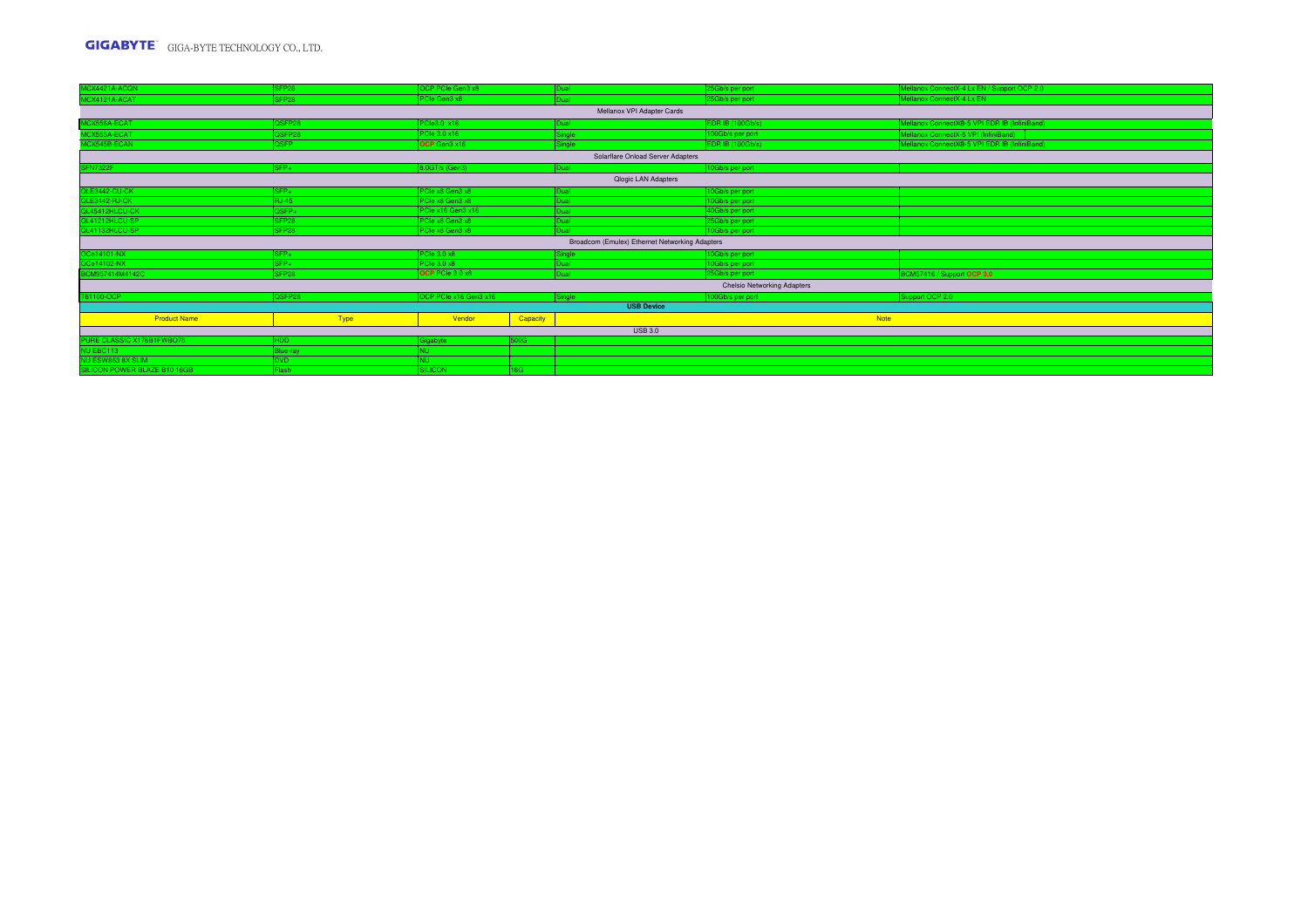| | | | | | |
|---|---|---|---|---|---|
| MCX4421A-ACQN | SFP28 | OCP PCIe Gen3 x8 | Dual | 25Gb/s per port | Mellanox ConnectX-4 Lx EN / Support OCP 2.0 |
| MCX4121A-ACAT | SFP28 | PCIe Gen3 x8 | Dual | 25Gb/s per port | Mellanox ConnectX-4 Lx EN |
| Mellanox VPI Adapter Cards | | | | | |
| MCX556A-ECAT | QSFP28 | PCIe3.0 x16 | Dual | EDR IB (100Gb/s) | Mellanox ConnectX®-5 VPI EDR IB (InfiniBand) |
| MCX555A-ECAT | QSFP28 | PCIe 3.0 x16 | Single | 100Gb/s per port | Mellanox ConnectX-5 VPI (InfiniBand) |
| MCX545B-ECAN | QSFP | OCP Gen3 x16 | Single | EDR IB (100Gb/s) | Mellanox ConnectX®-5 VPI EDR IB (InfiniBand) |
| Solarflare Onload Server Adapters | | | | | |
| SFN7322F | SFP+ | 8.0GT/s (Gen3) | Dual | 10Gb/s per port | |
| Qlogic LAN Adapters | | | | | |
| QLE3442-CU-CK | SFP+ | PCIe x8 Gen3 x8 | Dual | 10Gb/s per port | |
| QLE3442-RJ-CK | RJ-45 | PCIe x8 Gen3 x8 | Dual | 10Gb/s per port | |
| QL45412HLCU-CK | QSFP+ | PCIe x16 Gen3 x16 | Dual | 40Gb/s per port | |
| QL41212HLCU-SP | SFP28 | PCIe x8 Gen3 x8 | Dual | 25Gb/s per port | |
| QL41132HLCU-SP | SFP28 | PCIe x8 Gen3 x8 | Dual | 10Gb/s per port | |
| Broadcom (Emulex) Ethernet Networking Adapters | | | | | |
| OCe14101-NX | SFP+ | PCIe 3.0 x8 | Single | 10Gb/s per port | |
| OCe14102-NX | SFP+ | PCIe 3.0 x8 | Dual | 10Gb/s per port | |
| BCM957414M4142C | SFP28 | OCP PCIe 3.0 x8 | Dual | 25Gb/s per port | BCM57416 / Support OCP 3.0 |
| Chelsio Networking Adapters | | | | | |
| T61100-OCP | QSFP28 | OCP PCIe x16 Gen3 x16 | Single | 100Gb/s per port | Support OCP 2.0 |

**USB Device**

| Product Name | Type | Vendor | Capacity | Note |
|---|---|---|---|---|
| USB 3.0 | | | | |
| PURE CLASSIC X176B1FWBO75 | HDD | Gigabyte | 500G | |
| NU EBC113 | Blue-ray | NU | | |
| NU ESW863 8X SLIM | DVD | NU | | |
| SILICON POWER BLAZE B10 16GB | Flash | SILICON | 16G | |